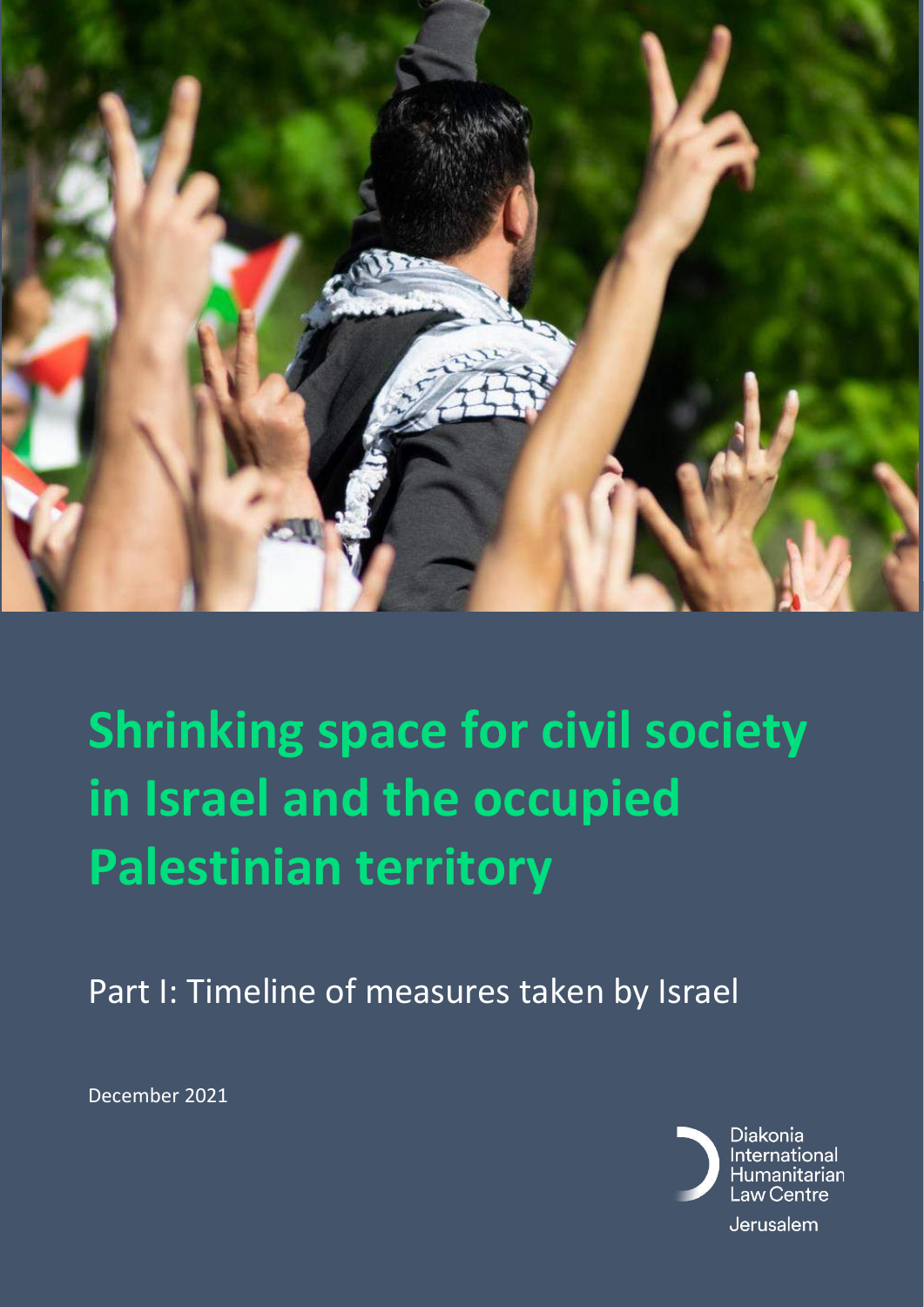# Shrinking space for civil society in Israel and the occupied Palestinian territory

Part I: Timeline of measures taken by Israel

December 2021

Diakonia International Humanitarian Law Centre

Jerusalem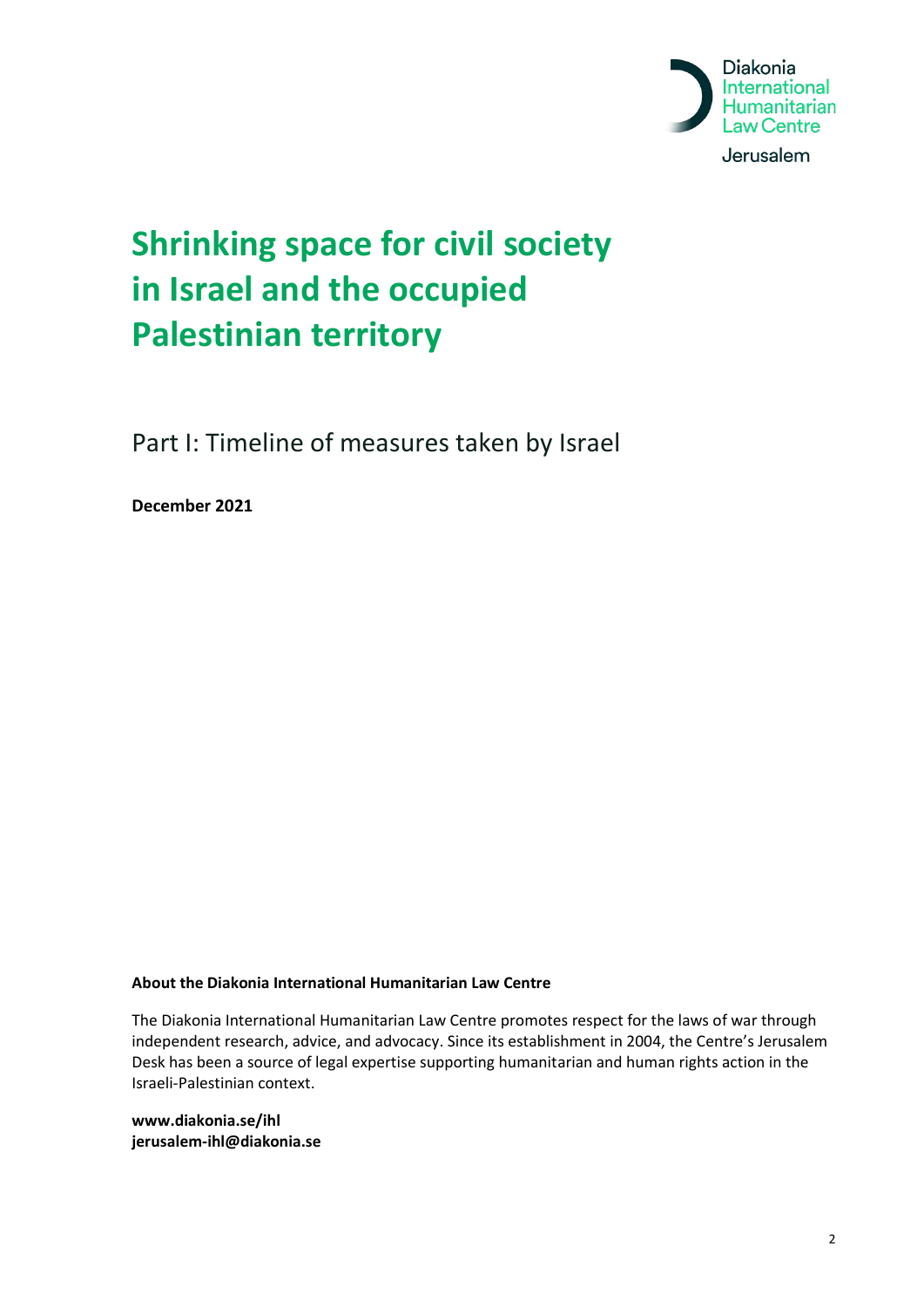Diakonia International Humanitarian Law Centre

Jerusalem

# Shrinking space for civil society in Israel and the occupied Palestinian territory

Part I: Timeline of measures taken by Israel

**December 2021**

**About the Diakonia International Humanitarian Law Centre**

The Diakonia International Humanitarian Law Centre promotes respect for the laws of war through independent research, advice, and advocacy. Since its establishment in 2004, the Centre's Jerusalem Desk has been a source of legal expertise supporting humanitarian and human rights action in the Israeli-Palestinian context.

**www.diakonia.se/ihl**
**jerusalem-ihl@diakonia.se**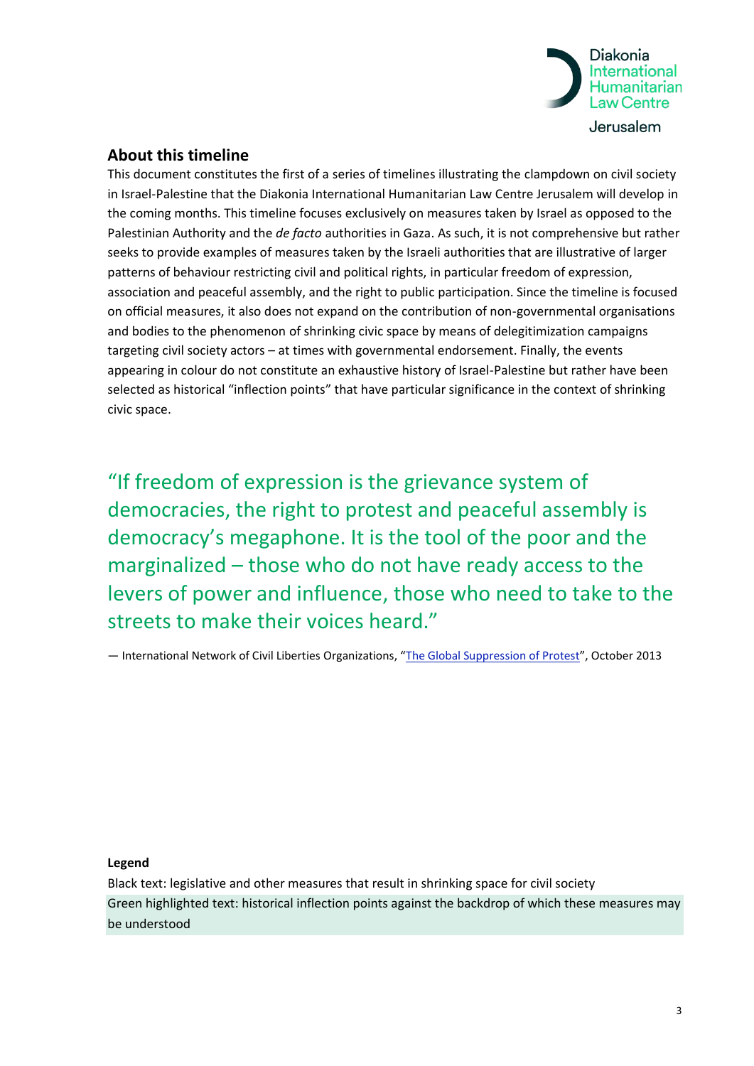## About this timeline

This document constitutes the first of a series of timelines illustrating the clampdown on civil society in Israel-Palestine that the Diakonia International Humanitarian Law Centre Jerusalem will develop in the coming months. This timeline focuses exclusively on measures taken by Israel as opposed to the Palestinian Authority and the *de facto* authorities in Gaza. As such, it is not comprehensive but rather seeks to provide examples of measures taken by the Israeli authorities that are illustrative of larger patterns of behaviour restricting civil and political rights, in particular freedom of expression, association and peaceful assembly, and the right to public participation. Since the timeline is focused on official measures, it also does not expand on the contribution of non-governmental organisations and bodies to the phenomenon of shrinking civic space by means of delegitimization campaigns targeting civil society actors – at times with governmental endorsement. Finally, the events appearing in colour do not constitute an exhaustive history of Israel-Palestine but rather have been selected as historical "inflection points" that have particular significance in the context of shrinking civic space.

> "If freedom of expression is the grievance system of democracies, the right to protest and peaceful assembly is democracy's megaphone. It is the tool of the poor and the marginalized – those who do not have ready access to the levers of power and influence, those who need to take to the streets to make their voices heard."

— International Network of Civil Liberties Organizations, "The Global Suppression of Protest", October 2013

**Legend**

Black text: legislative and other measures that result in shrinking space for civil society

Green highlighted text: historical inflection points against the backdrop of which these measures may be understood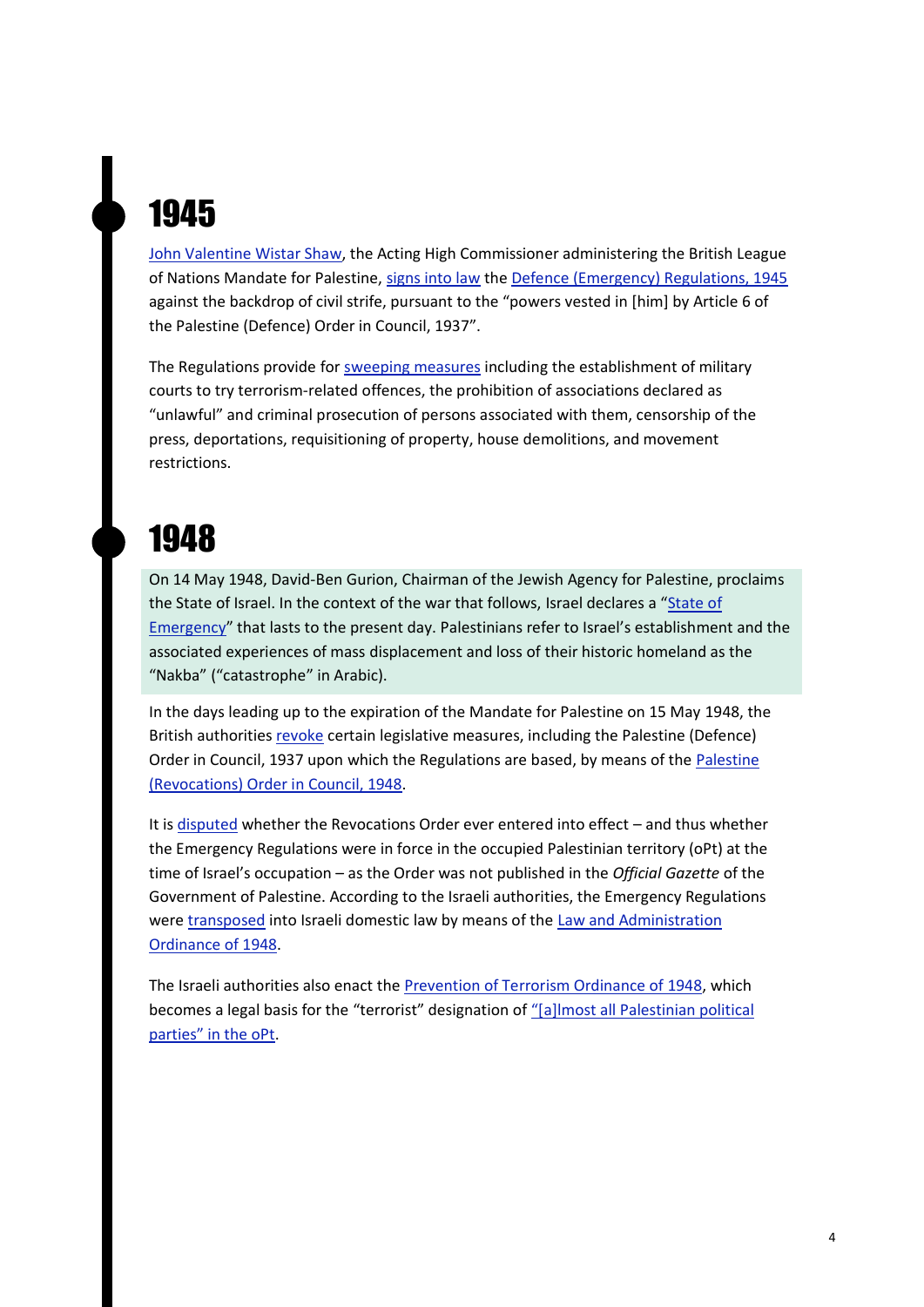# 1945

John Valentine Wistar Shaw, the Acting High Commissioner administering the British League of Nations Mandate for Palestine, signs into law the Defence (Emergency) Regulations, 1945 against the backdrop of civil strife, pursuant to the "powers vested in [him] by Article 6 of the Palestine (Defence) Order in Council, 1937".

The Regulations provide for sweeping measures including the establishment of military courts to try terrorism-related offences, the prohibition of associations declared as "unlawful" and criminal prosecution of persons associated with them, censorship of the press, deportations, requisitioning of property, house demolitions, and movement restrictions.

# 1948

On 14 May 1948, David-Ben Gurion, Chairman of the Jewish Agency for Palestine, proclaims the State of Israel. In the context of the war that follows, Israel declares a "State of Emergency" that lasts to the present day. Palestinians refer to Israel's establishment and the associated experiences of mass displacement and loss of their historic homeland as the "Nakba" ("catastrophe" in Arabic).

In the days leading up to the expiration of the Mandate for Palestine on 15 May 1948, the British authorities revoke certain legislative measures, including the Palestine (Defence) Order in Council, 1937 upon which the Regulations are based, by means of the Palestine (Revocations) Order in Council, 1948.

It is disputed whether the Revocations Order ever entered into effect – and thus whether the Emergency Regulations were in force in the occupied Palestinian territory (oPt) at the time of Israel's occupation – as the Order was not published in the *Official Gazette* of the Government of Palestine. According to the Israeli authorities, the Emergency Regulations were transposed into Israeli domestic law by means of the Law and Administration Ordinance of 1948.

The Israeli authorities also enact the Prevention of Terrorism Ordinance of 1948, which becomes a legal basis for the "terrorist" designation of "[a]lmost all Palestinian political parties" in the oPt.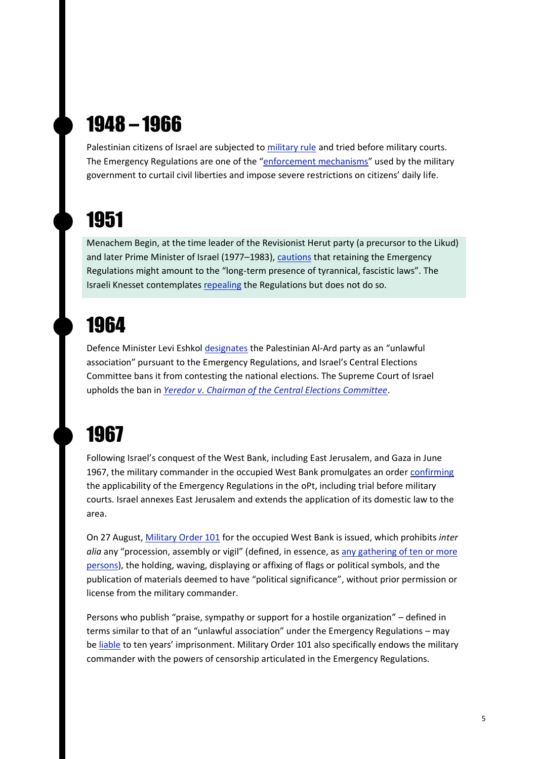## 1948 – 1966

Palestinian citizens of Israel are subjected to military rule and tried before military courts. The Emergency Regulations are one of the "enforcement mechanisms" used by the military government to curtail civil liberties and impose severe restrictions on citizens' daily life.

## 1951

Menachem Begin, at the time leader of the Revisionist Herut party (a precursor to the Likud) and later Prime Minister of Israel (1977–1983), cautions that retaining the Emergency Regulations might amount to the "long-term presence of tyrannical, fascistic laws". The Israeli Knesset contemplates repealing the Regulations but does not do so.

## 1964

Defence Minister Levi Eshkol designates the Palestinian Al-Ard party as an "unlawful association" pursuant to the Emergency Regulations, and Israel's Central Elections Committee bans it from contesting the national elections. The Supreme Court of Israel upholds the ban in *Yeredor v. Chairman of the Central Elections Committee*.

## 1967

Following Israel's conquest of the West Bank, including East Jerusalem, and Gaza in June 1967, the military commander in the occupied West Bank promulgates an order confirming the applicability of the Emergency Regulations in the oPt, including trial before military courts. Israel annexes East Jerusalem and extends the application of its domestic law to the area.

On 27 August, Military Order 101 for the occupied West Bank is issued, which prohibits *inter alia* any "procession, assembly or vigil" (defined, in essence, as any gathering of ten or more persons), the holding, waving, displaying or affixing of flags or political symbols, and the publication of materials deemed to have "political significance", without prior permission or license from the military commander.

Persons who publish "praise, sympathy or support for a hostile organization" – defined in terms similar to that of an "unlawful association" under the Emergency Regulations – may be liable to ten years' imprisonment. Military Order 101 also specifically endows the military commander with the powers of censorship articulated in the Emergency Regulations.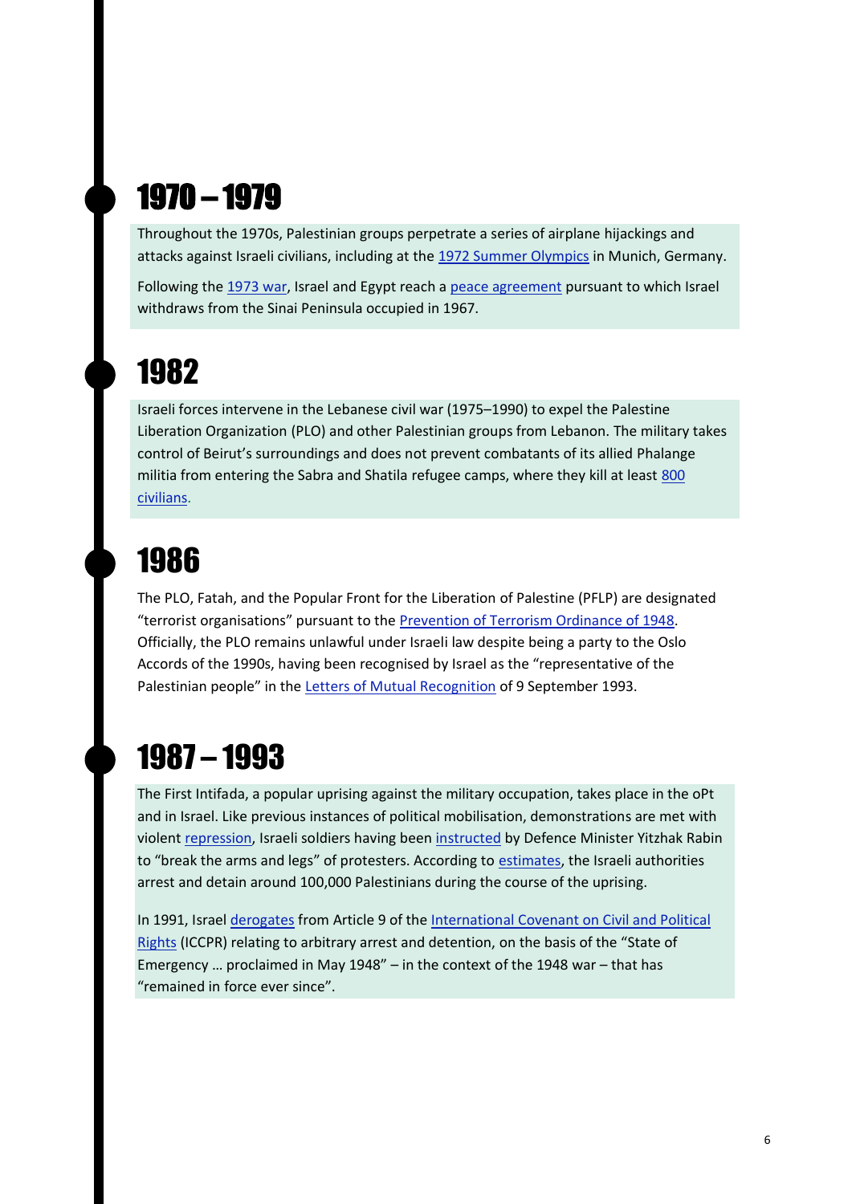## 1970 – 1979

Throughout the 1970s, Palestinian groups perpetrate a series of airplane hijackings and attacks against Israeli civilians, including at the 1972 Summer Olympics in Munich, Germany.

Following the 1973 war, Israel and Egypt reach a peace agreement pursuant to which Israel withdraws from the Sinai Peninsula occupied in 1967.

## 1982

Israeli forces intervene in the Lebanese civil war (1975–1990) to expel the Palestine Liberation Organization (PLO) and other Palestinian groups from Lebanon. The military takes control of Beirut's surroundings and does not prevent combatants of its allied Phalange militia from entering the Sabra and Shatila refugee camps, where they kill at least 800 civilians.

## 1986

The PLO, Fatah, and the Popular Front for the Liberation of Palestine (PFLP) are designated "terrorist organisations" pursuant to the Prevention of Terrorism Ordinance of 1948. Officially, the PLO remains unlawful under Israeli law despite being a party to the Oslo Accords of the 1990s, having been recognised by Israel as the "representative of the Palestinian people" in the Letters of Mutual Recognition of 9 September 1993.

## 1987 – 1993

The First Intifada, a popular uprising against the military occupation, takes place in the oPt and in Israel. Like previous instances of political mobilisation, demonstrations are met with violent repression, Israeli soldiers having been instructed by Defence Minister Yitzhak Rabin to "break the arms and legs" of protesters. According to estimates, the Israeli authorities arrest and detain around 100,000 Palestinians during the course of the uprising.

In 1991, Israel derogates from Article 9 of the International Covenant on Civil and Political Rights (ICCPR) relating to arbitrary arrest and detention, on the basis of the "State of Emergency … proclaimed in May 1948" – in the context of the 1948 war – that has "remained in force ever since".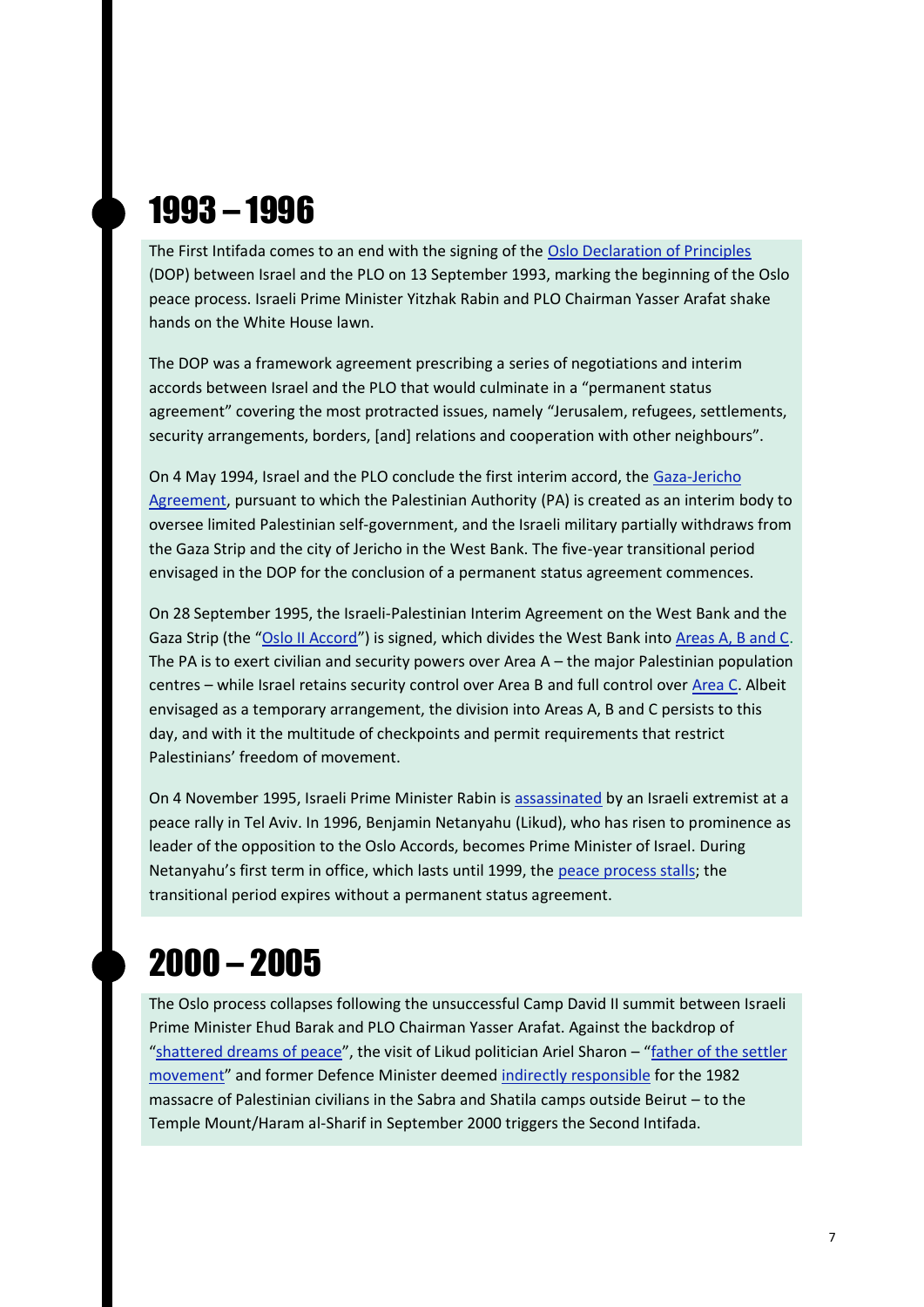## 1993 – 1996

The First Intifada comes to an end with the signing of the Oslo Declaration of Principles (DOP) between Israel and the PLO on 13 September 1993, marking the beginning of the Oslo peace process. Israeli Prime Minister Yitzhak Rabin and PLO Chairman Yasser Arafat shake hands on the White House lawn.

The DOP was a framework agreement prescribing a series of negotiations and interim accords between Israel and the PLO that would culminate in a "permanent status agreement" covering the most protracted issues, namely "Jerusalem, refugees, settlements, security arrangements, borders, [and] relations and cooperation with other neighbours".

On 4 May 1994, Israel and the PLO conclude the first interim accord, the Gaza-Jericho Agreement, pursuant to which the Palestinian Authority (PA) is created as an interim body to oversee limited Palestinian self-government, and the Israeli military partially withdraws from the Gaza Strip and the city of Jericho in the West Bank. The five-year transitional period envisaged in the DOP for the conclusion of a permanent status agreement commences.

On 28 September 1995, the Israeli-Palestinian Interim Agreement on the West Bank and the Gaza Strip (the "Oslo II Accord") is signed, which divides the West Bank into Areas A, B and C. The PA is to exert civilian and security powers over Area A – the major Palestinian population centres – while Israel retains security control over Area B and full control over Area C. Albeit envisaged as a temporary arrangement, the division into Areas A, B and C persists to this day, and with it the multitude of checkpoints and permit requirements that restrict Palestinians' freedom of movement.

On 4 November 1995, Israeli Prime Minister Rabin is assassinated by an Israeli extremist at a peace rally in Tel Aviv. In 1996, Benjamin Netanyahu (Likud), who has risen to prominence as leader of the opposition to the Oslo Accords, becomes Prime Minister of Israel. During Netanyahu's first term in office, which lasts until 1999, the peace process stalls; the transitional period expires without a permanent status agreement.

## 2000 – 2005

The Oslo process collapses following the unsuccessful Camp David II summit between Israeli Prime Minister Ehud Barak and PLO Chairman Yasser Arafat. Against the backdrop of "shattered dreams of peace", the visit of Likud politician Ariel Sharon – "father of the settler movement" and former Defence Minister deemed indirectly responsible for the 1982 massacre of Palestinian civilians in the Sabra and Shatila camps outside Beirut – to the Temple Mount/Haram al-Sharif in September 2000 triggers the Second Intifada.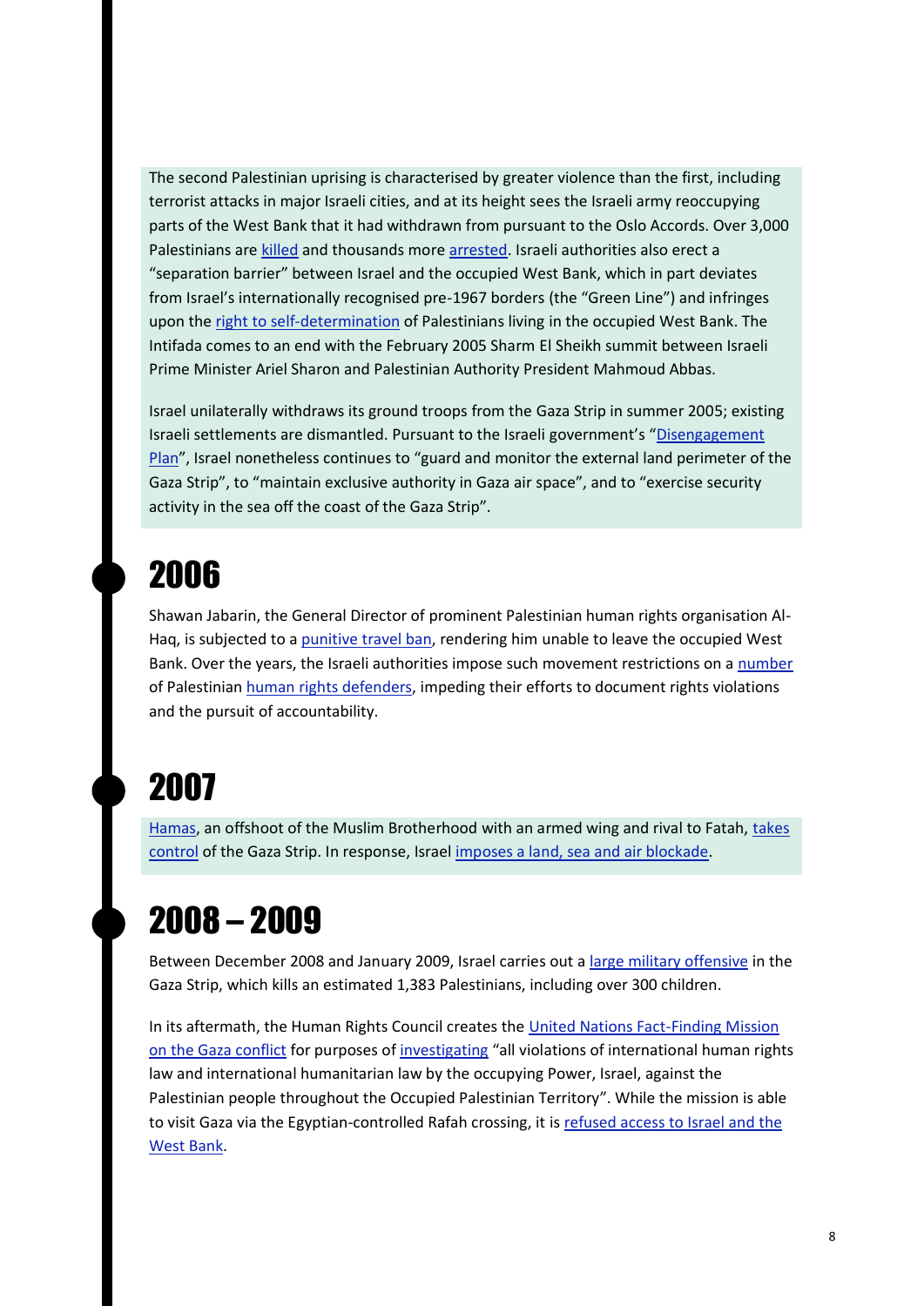The second Palestinian uprising is characterised by greater violence than the first, including terrorist attacks in major Israeli cities, and at its height sees the Israeli army reoccupying parts of the West Bank that it had withdrawn from pursuant to the Oslo Accords. Over 3,000 Palestinians are killed and thousands more arrested. Israeli authorities also erect a "separation barrier" between Israel and the occupied West Bank, which in part deviates from Israel's internationally recognised pre-1967 borders (the "Green Line") and infringes upon the right to self-determination of Palestinians living in the occupied West Bank. The Intifada comes to an end with the February 2005 Sharm El Sheikh summit between Israeli Prime Minister Ariel Sharon and Palestinian Authority President Mahmoud Abbas.

Israel unilaterally withdraws its ground troops from the Gaza Strip in summer 2005; existing Israeli settlements are dismantled. Pursuant to the Israeli government's "Disengagement Plan", Israel nonetheless continues to "guard and monitor the external land perimeter of the Gaza Strip", to "maintain exclusive authority in Gaza air space", and to "exercise security activity in the sea off the coast of the Gaza Strip".

# 2006

Shawan Jabarin, the General Director of prominent Palestinian human rights organisation Al-Haq, is subjected to a punitive travel ban, rendering him unable to leave the occupied West Bank. Over the years, the Israeli authorities impose such movement restrictions on a number of Palestinian human rights defenders, impeding their efforts to document rights violations and the pursuit of accountability.

# 2007

Hamas, an offshoot of the Muslim Brotherhood with an armed wing and rival to Fatah, takes control of the Gaza Strip. In response, Israel imposes a land, sea and air blockade.

# 2008 – 2009

Between December 2008 and January 2009, Israel carries out a large military offensive in the Gaza Strip, which kills an estimated 1,383 Palestinians, including over 300 children.

In its aftermath, the Human Rights Council creates the United Nations Fact-Finding Mission on the Gaza conflict for purposes of investigating "all violations of international human rights law and international humanitarian law by the occupying Power, Israel, against the Palestinian people throughout the Occupied Palestinian Territory". While the mission is able to visit Gaza via the Egyptian-controlled Rafah crossing, it is refused access to Israel and the West Bank.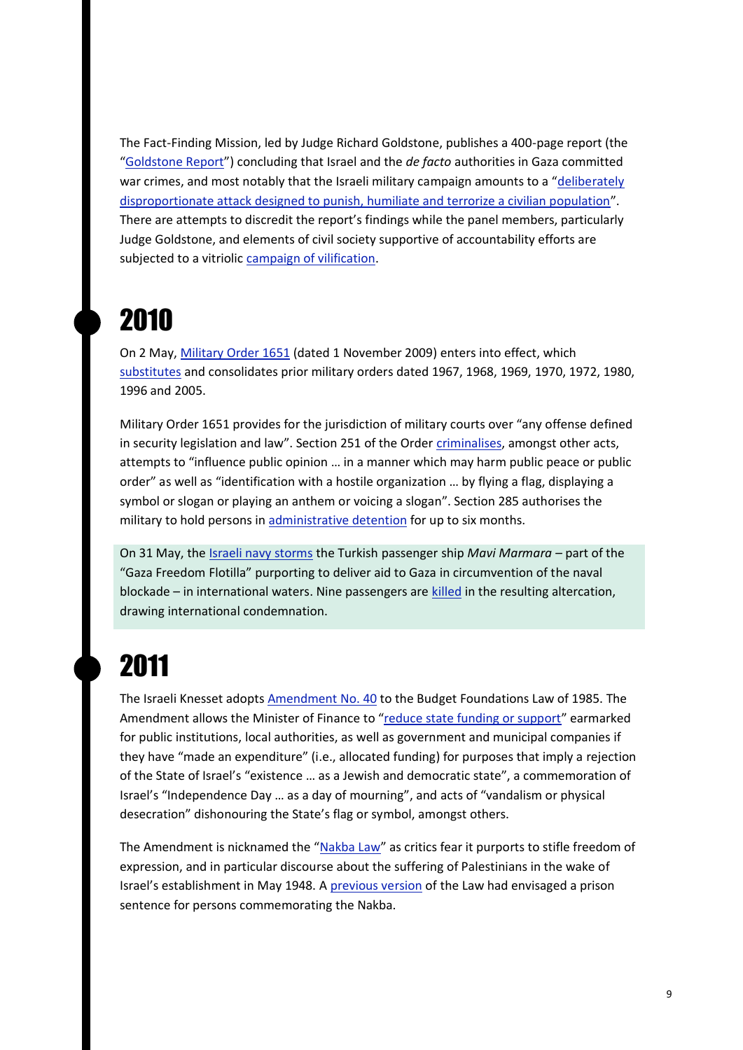The Fact-Finding Mission, led by Judge Richard Goldstone, publishes a 400-page report (the "Goldstone Report") concluding that Israel and the *de facto* authorities in Gaza committed war crimes, and most notably that the Israeli military campaign amounts to a "deliberately disproportionate attack designed to punish, humiliate and terrorize a civilian population". There are attempts to discredit the report's findings while the panel members, particularly Judge Goldstone, and elements of civil society supportive of accountability efforts are subjected to a vitriolic campaign of vilification.

## 2010

On 2 May, Military Order 1651 (dated 1 November 2009) enters into effect, which substitutes and consolidates prior military orders dated 1967, 1968, 1969, 1970, 1972, 1980, 1996 and 2005.

Military Order 1651 provides for the jurisdiction of military courts over "any offense defined in security legislation and law". Section 251 of the Order criminalises, amongst other acts, attempts to "influence public opinion … in a manner which may harm public peace or public order" as well as "identification with a hostile organization … by flying a flag, displaying a symbol or slogan or playing an anthem or voicing a slogan". Section 285 authorises the military to hold persons in administrative detention for up to six months.

On 31 May, the Israeli navy storms the Turkish passenger ship *Mavi Marmara* – part of the "Gaza Freedom Flotilla" purporting to deliver aid to Gaza in circumvention of the naval blockade – in international waters. Nine passengers are killed in the resulting altercation, drawing international condemnation.

## 2011

The Israeli Knesset adopts Amendment No. 40 to the Budget Foundations Law of 1985. The Amendment allows the Minister of Finance to "reduce state funding or support" earmarked for public institutions, local authorities, as well as government and municipal companies if they have "made an expenditure" (i.e., allocated funding) for purposes that imply a rejection of the State of Israel's "existence … as a Jewish and democratic state", a commemoration of Israel's "Independence Day … as a day of mourning", and acts of "vandalism or physical desecration" dishonouring the State's flag or symbol, amongst others.

The Amendment is nicknamed the "Nakba Law" as critics fear it purports to stifle freedom of expression, and in particular discourse about the suffering of Palestinians in the wake of Israel's establishment in May 1948. A previous version of the Law had envisaged a prison sentence for persons commemorating the Nakba.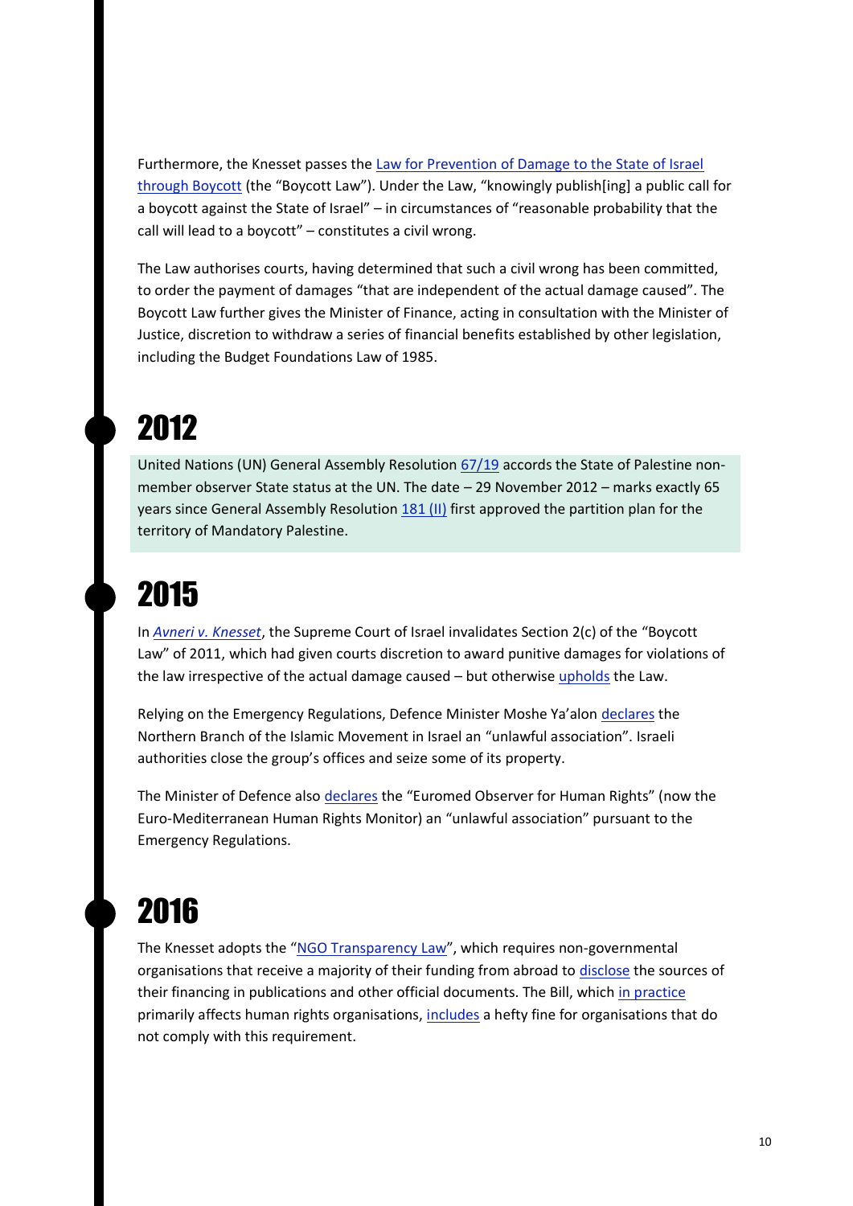Furthermore, the Knesset passes the Law for Prevention of Damage to the State of Israel through Boycott (the "Boycott Law"). Under the Law, "knowingly publish[ing] a public call for a boycott against the State of Israel" – in circumstances of "reasonable probability that the call will lead to a boycott" – constitutes a civil wrong.

The Law authorises courts, having determined that such a civil wrong has been committed, to order the payment of damages "that are independent of the actual damage caused". The Boycott Law further gives the Minister of Finance, acting in consultation with the Minister of Justice, discretion to withdraw a series of financial benefits established by other legislation, including the Budget Foundations Law of 1985.

# 2012

United Nations (UN) General Assembly Resolution 67/19 accords the State of Palestine non-member observer State status at the UN. The date – 29 November 2012 – marks exactly 65 years since General Assembly Resolution 181 (II) first approved the partition plan for the territory of Mandatory Palestine.

# 2015

In *Avneri v. Knesset*, the Supreme Court of Israel invalidates Section 2(c) of the "Boycott Law" of 2011, which had given courts discretion to award punitive damages for violations of the law irrespective of the actual damage caused – but otherwise upholds the Law.

Relying on the Emergency Regulations, Defence Minister Moshe Ya'alon declares the Northern Branch of the Islamic Movement in Israel an "unlawful association". Israeli authorities close the group's offices and seize some of its property.

The Minister of Defence also declares the "Euromed Observer for Human Rights" (now the Euro-Mediterranean Human Rights Monitor) an "unlawful association" pursuant to the Emergency Regulations.

# 2016

The Knesset adopts the "NGO Transparency Law", which requires non-governmental organisations that receive a majority of their funding from abroad to disclose the sources of their financing in publications and other official documents. The Bill, which in practice primarily affects human rights organisations, includes a hefty fine for organisations that do not comply with this requirement.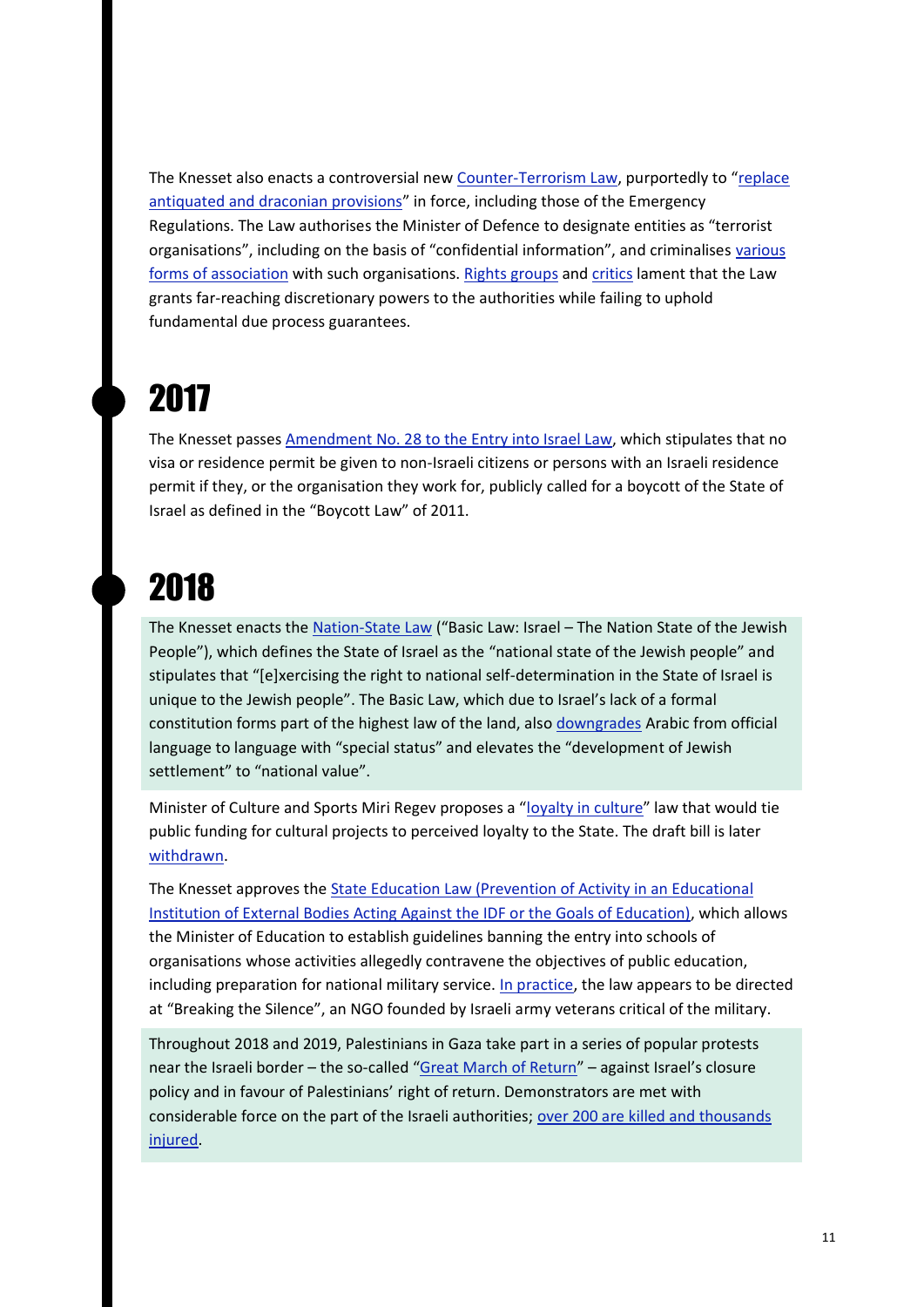The Knesset also enacts a controversial new Counter-Terrorism Law, purportedly to "replace antiquated and draconian provisions" in force, including those of the Emergency Regulations. The Law authorises the Minister of Defence to designate entities as "terrorist organisations", including on the basis of "confidential information", and criminalises various forms of association with such organisations. Rights groups and critics lament that the Law grants far-reaching discretionary powers to the authorities while failing to uphold fundamental due process guarantees.

## 2017

The Knesset passes Amendment No. 28 to the Entry into Israel Law, which stipulates that no visa or residence permit be given to non-Israeli citizens or persons with an Israeli residence permit if they, or the organisation they work for, publicly called for a boycott of the State of Israel as defined in the "Boycott Law" of 2011.

## 2018

The Knesset enacts the Nation-State Law ("Basic Law: Israel – The Nation State of the Jewish People"), which defines the State of Israel as the "national state of the Jewish people" and stipulates that "[e]xercising the right to national self-determination in the State of Israel is unique to the Jewish people". The Basic Law, which due to Israel's lack of a formal constitution forms part of the highest law of the land, also downgrades Arabic from official language to language with "special status" and elevates the "development of Jewish settlement" to "national value".

Minister of Culture and Sports Miri Regev proposes a "loyalty in culture" law that would tie public funding for cultural projects to perceived loyalty to the State. The draft bill is later withdrawn.

The Knesset approves the State Education Law (Prevention of Activity in an Educational Institution of External Bodies Acting Against the IDF or the Goals of Education), which allows the Minister of Education to establish guidelines banning the entry into schools of organisations whose activities allegedly contravene the objectives of public education, including preparation for national military service. In practice, the law appears to be directed at "Breaking the Silence", an NGO founded by Israeli army veterans critical of the military.

Throughout 2018 and 2019, Palestinians in Gaza take part in a series of popular protests near the Israeli border – the so-called "Great March of Return" – against Israel's closure policy and in favour of Palestinians' right of return. Demonstrators are met with considerable force on the part of the Israeli authorities; over 200 are killed and thousands injured.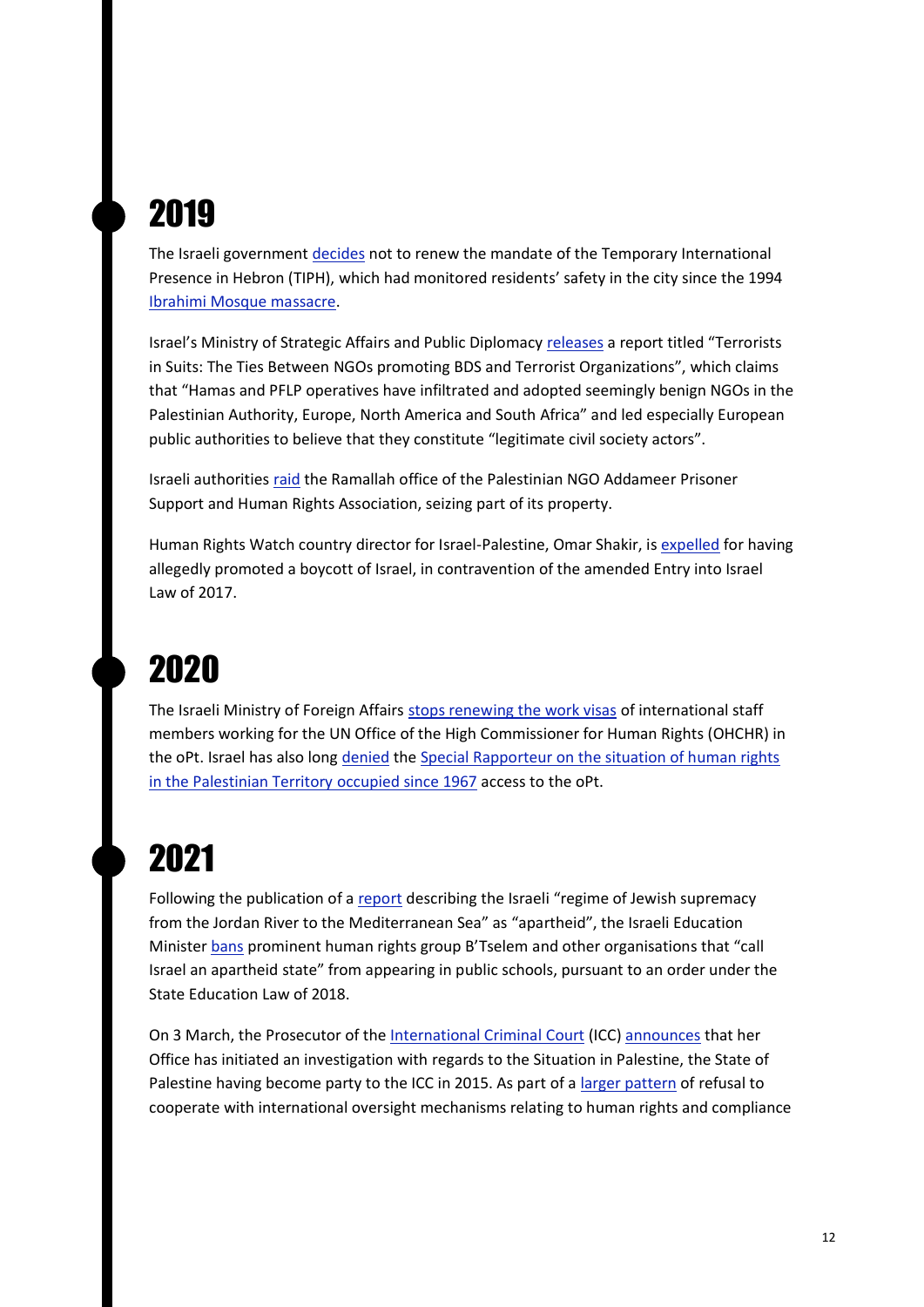## 2019

The Israeli government decides not to renew the mandate of the Temporary International Presence in Hebron (TIPH), which had monitored residents' safety in the city since the 1994 Ibrahimi Mosque massacre.

Israel's Ministry of Strategic Affairs and Public Diplomacy releases a report titled "Terrorists in Suits: The Ties Between NGOs promoting BDS and Terrorist Organizations", which claims that "Hamas and PFLP operatives have infiltrated and adopted seemingly benign NGOs in the Palestinian Authority, Europe, North America and South Africa" and led especially European public authorities to believe that they constitute "legitimate civil society actors".

Israeli authorities raid the Ramallah office of the Palestinian NGO Addameer Prisoner Support and Human Rights Association, seizing part of its property.

Human Rights Watch country director for Israel-Palestine, Omar Shakir, is expelled for having allegedly promoted a boycott of Israel, in contravention of the amended Entry into Israel Law of 2017.

## 2020

The Israeli Ministry of Foreign Affairs stops renewing the work visas of international staff members working for the UN Office of the High Commissioner for Human Rights (OHCHR) in the oPt. Israel has also long denied the Special Rapporteur on the situation of human rights in the Palestinian Territory occupied since 1967 access to the oPt.

## 2021

Following the publication of a report describing the Israeli "regime of Jewish supremacy from the Jordan River to the Mediterranean Sea" as "apartheid", the Israeli Education Minister bans prominent human rights group B'Tselem and other organisations that "call Israel an apartheid state" from appearing in public schools, pursuant to an order under the State Education Law of 2018.

On 3 March, the Prosecutor of the International Criminal Court (ICC) announces that her Office has initiated an investigation with regards to the Situation in Palestine, the State of Palestine having become party to the ICC in 2015. As part of a larger pattern of refusal to cooperate with international oversight mechanisms relating to human rights and compliance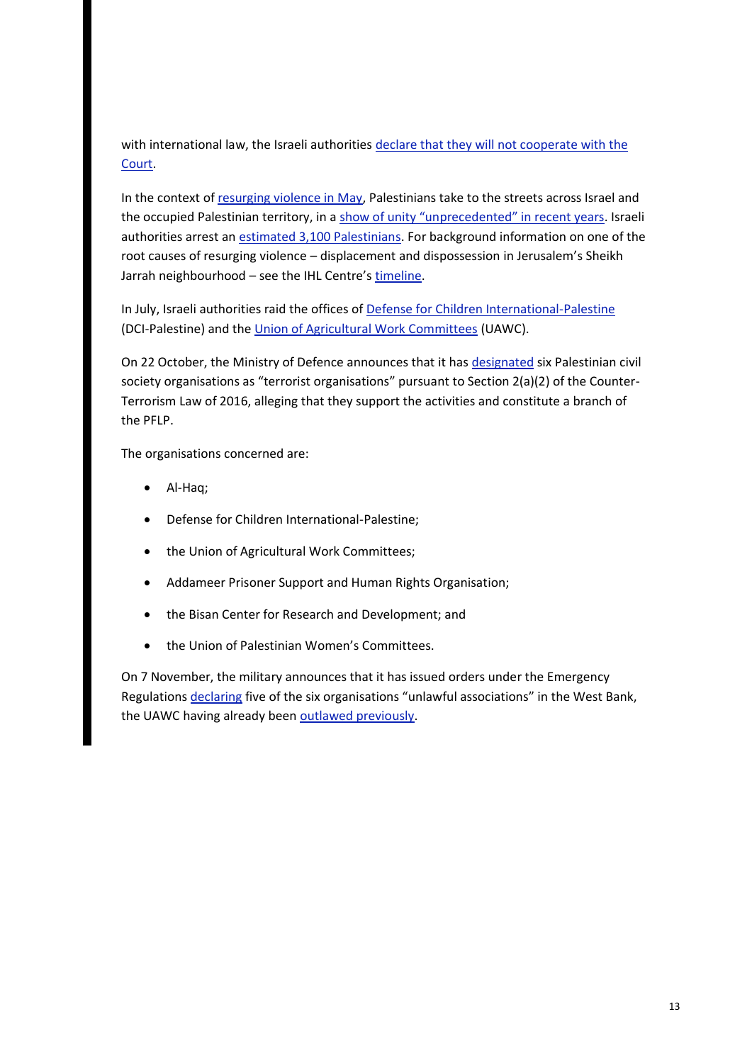with international law, the Israeli authorities declare that they will not cooperate with the Court.

In the context of resurging violence in May, Palestinians take to the streets across Israel and the occupied Palestinian territory, in a show of unity "unprecedented" in recent years. Israeli authorities arrest an estimated 3,100 Palestinians. For background information on one of the root causes of resurging violence – displacement and dispossession in Jerusalem's Sheikh Jarrah neighbourhood – see the IHL Centre's timeline.

In July, Israeli authorities raid the offices of Defense for Children International-Palestine (DCI-Palestine) and the Union of Agricultural Work Committees (UAWC).

On 22 October, the Ministry of Defence announces that it has designated six Palestinian civil society organisations as "terrorist organisations" pursuant to Section 2(a)(2) of the Counter-Terrorism Law of 2016, alleging that they support the activities and constitute a branch of the PFLP.

The organisations concerned are:

- Al-Haq;
- Defense for Children International-Palestine;
- the Union of Agricultural Work Committees;
- Addameer Prisoner Support and Human Rights Organisation;
- the Bisan Center for Research and Development; and
- the Union of Palestinian Women's Committees.

On 7 November, the military announces that it has issued orders under the Emergency Regulations declaring five of the six organisations "unlawful associations" in the West Bank, the UAWC having already been outlawed previously.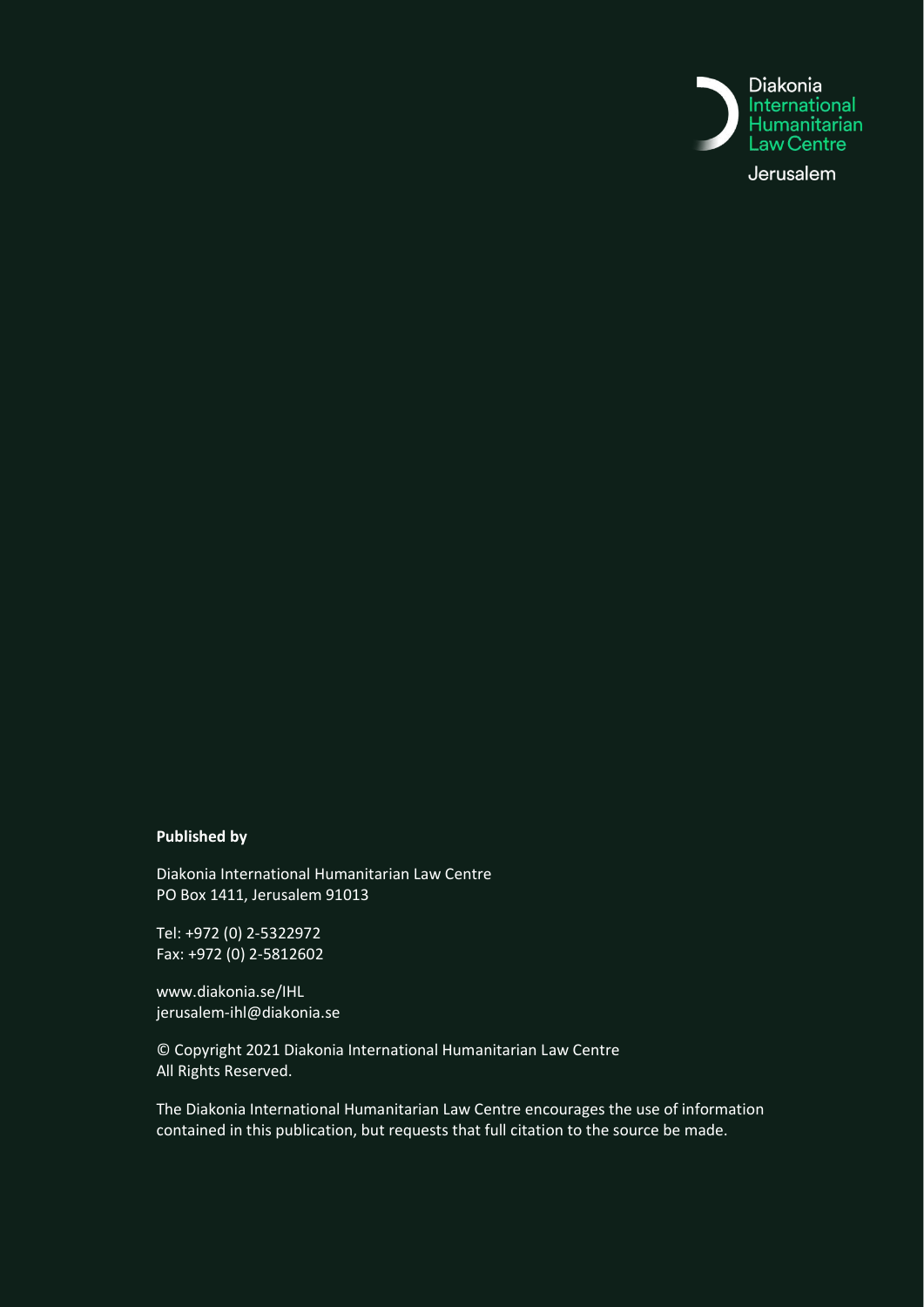Diakonia
International
Humanitarian
Law Centre

Jerusalem

**Published by**

Diakonia International Humanitarian Law Centre
PO Box 1411, Jerusalem 91013

Tel: +972 (0) 2-5322972
Fax: +972 (0) 2-5812602

www.diakonia.se/IHL
jerusalem-ihl@diakonia.se

© Copyright 2021 Diakonia International Humanitarian Law Centre
All Rights Reserved.

The Diakonia International Humanitarian Law Centre encourages the use of information contained in this publication, but requests that full citation to the source be made.